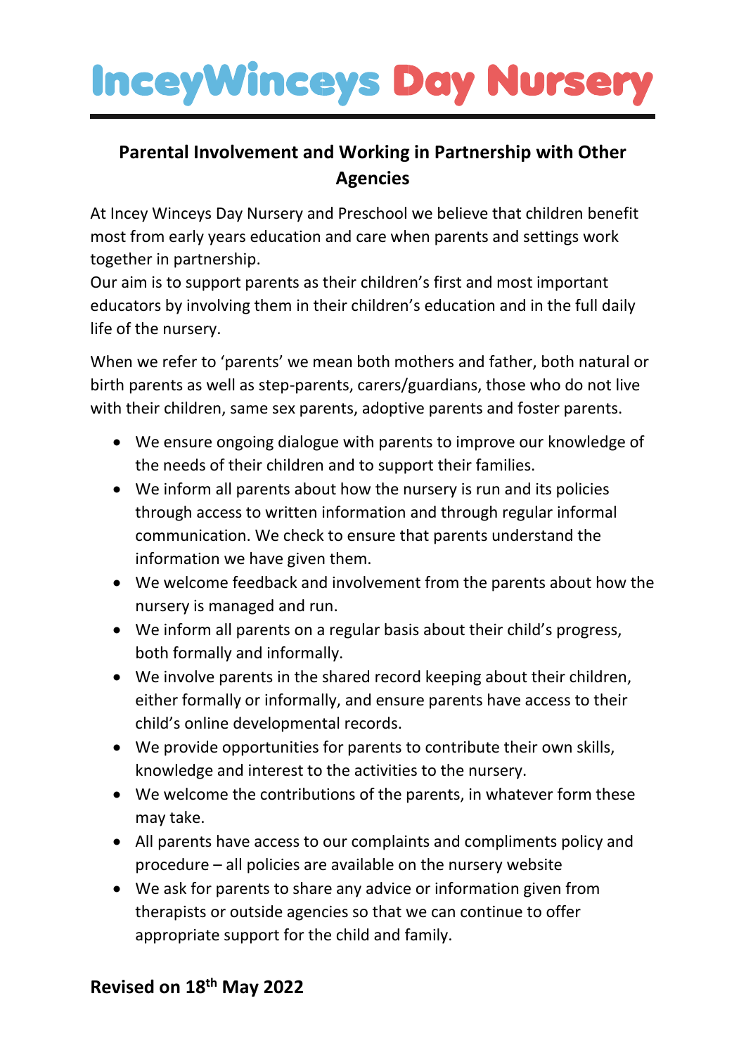# InceyWinceys Day Nursery

## Parental Involvement and Working in Partnership with Other Agencies

At Incey Winceys Day Nursery and Preschool we believe that children benefit most from early years education and care when parents and settings work together in partnership.
Our aim is to support parents as their children's first and most important educators by involving them in their children's education and in the full daily life of the nursery.

When we refer to 'parents' we mean both mothers and father, both natural or birth parents as well as step-parents, carers/guardians, those who do not live with their children, same sex parents, adoptive parents and foster parents.

- We ensure ongoing dialogue with parents to improve our knowledge of the needs of their children and to support their families.
- We inform all parents about how the nursery is run and its policies through access to written information and through regular informal communication. We check to ensure that parents understand the information we have given them.
- We welcome feedback and involvement from the parents about how the nursery is managed and run.
- We inform all parents on a regular basis about their child's progress, both formally and informally.
- We involve parents in the shared record keeping about their children, either formally or informally, and ensure parents have access to their child's online developmental records.
- We provide opportunities for parents to contribute their own skills, knowledge and interest to the activities to the nursery.
- We welcome the contributions of the parents, in whatever form these may take.
- All parents have access to our complaints and compliments policy and procedure – all policies are available on the nursery website
- We ask for parents to share any advice or information given from therapists or outside agencies so that we can continue to offer appropriate support for the child and family.

**Revised on 18th May 2022**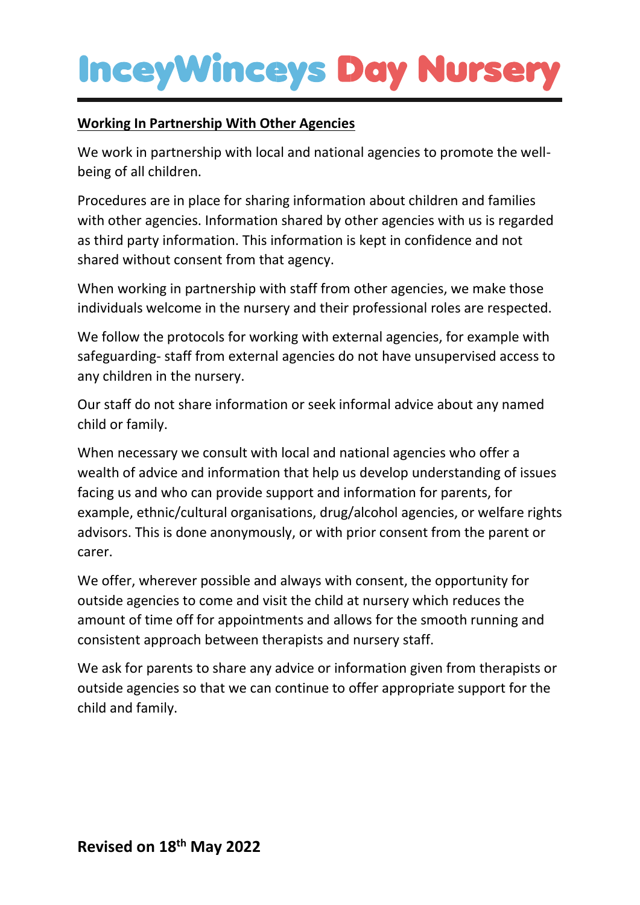# InceyWinceys Day Nursery

**Working In Partnership With Other Agencies**

We work in partnership with local and national agencies to promote the well-being of all children.

Procedures are in place for sharing information about children and families with other agencies. Information shared by other agencies with us is regarded as third party information. This information is kept in confidence and not shared without consent from that agency.

When working in partnership with staff from other agencies, we make those individuals welcome in the nursery and their professional roles are respected.

We follow the protocols for working with external agencies, for example with safeguarding- staff from external agencies do not have unsupervised access to any children in the nursery.

Our staff do not share information or seek informal advice about any named child or family.

When necessary we consult with local and national agencies who offer a wealth of advice and information that help us develop understanding of issues facing us and who can provide support and information for parents, for example, ethnic/cultural organisations, drug/alcohol agencies, or welfare rights advisors. This is done anonymously, or with prior consent from the parent or carer.

We offer, wherever possible and always with consent, the opportunity for outside agencies to come and visit the child at nursery which reduces the amount of time off for appointments and allows for the smooth running and consistent approach between therapists and nursery staff.

We ask for parents to share any advice or information given from therapists or outside agencies so that we can continue to offer appropriate support for the child and family.

**Revised on 18th May 2022**